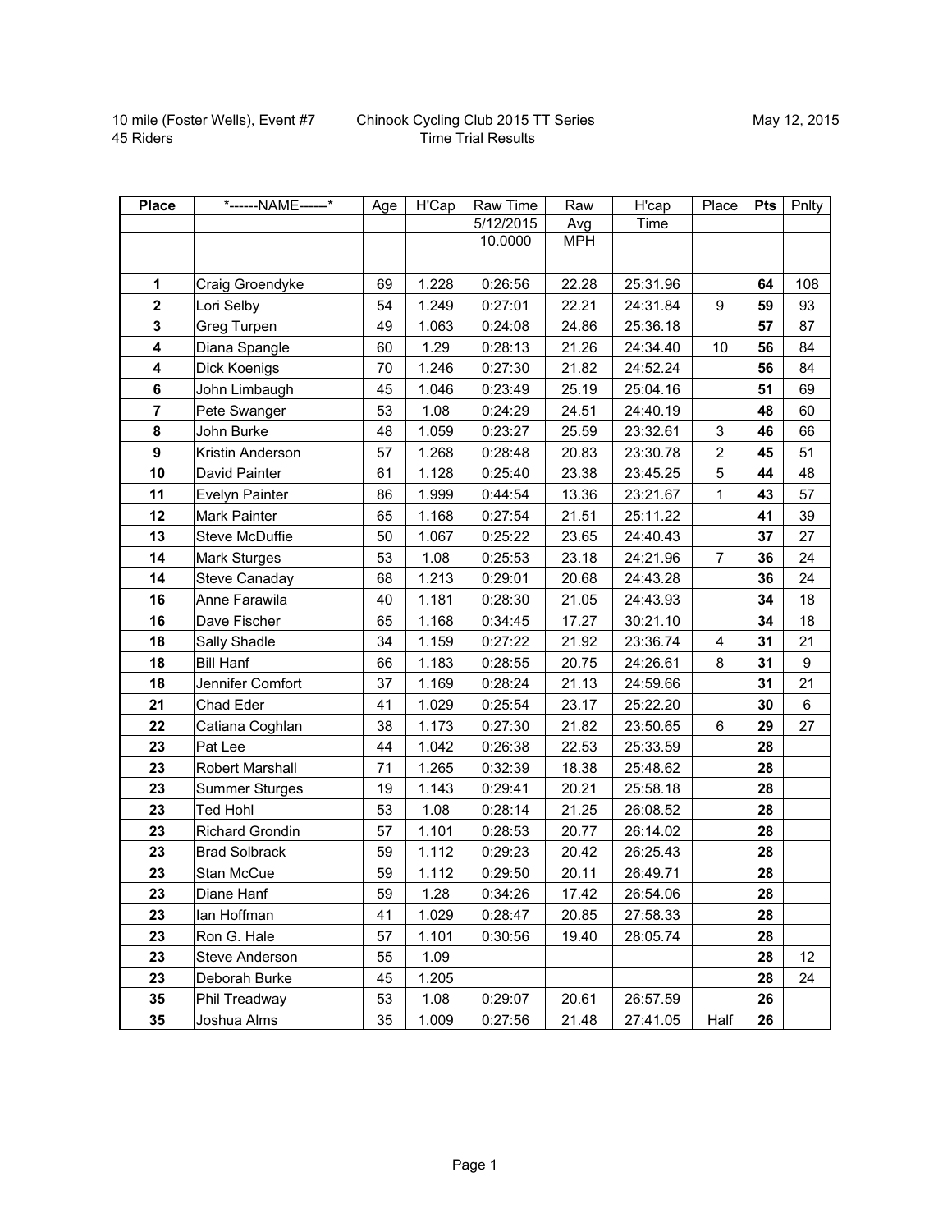10 mile (Foster Wells), Event #7
45 Riders

Chinook Cycling Club 2015 TT Series
Time Trial Results

May 12, 2015

| Place | *------NAME------* | Age | H'Cap | Raw Time | Raw | H'cap | Place | Pts | Pnlty |
|---|---|---|---|---|---|---|---|---|---|
| | | | | 5/12/2015 | Avg | Time | | | |
| | | | | 10.0000 | MPH | | | | |
| | | | | | | | | | |
| **1** | Craig Groendyke | 69 | 1.228 | 0:26:56 | 22.28 | 25:31.96 | | **64** | 108 |
| **2** | Lori Selby | 54 | 1.249 | 0:27:01 | 22.21 | 24:31.84 | 9 | **59** | 93 |
| **3** | Greg Turpen | 49 | 1.063 | 0:24:08 | 24.86 | 25:36.18 | | **57** | 87 |
| **4** | Diana Spangle | 60 | 1.29 | 0:28:13 | 21.26 | 24:34.40 | 10 | **56** | 84 |
| **4** | Dick Koenigs | 70 | 1.246 | 0:27:30 | 21.82 | 24:52.24 | | **56** | 84 |
| **6** | John Limbaugh | 45 | 1.046 | 0:23:49 | 25.19 | 25:04.16 | | **51** | 69 |
| **7** | Pete Swanger | 53 | 1.08 | 0:24:29 | 24.51 | 24:40.19 | | **48** | 60 |
| **8** | John Burke | 48 | 1.059 | 0:23:27 | 25.59 | 23:32.61 | 3 | **46** | 66 |
| **9** | Kristin Anderson | 57 | 1.268 | 0:28:48 | 20.83 | 23:30.78 | 2 | **45** | 51 |
| **10** | David Painter | 61 | 1.128 | 0:25:40 | 23.38 | 23:45.25 | 5 | **44** | 48 |
| **11** | Evelyn Painter | 86 | 1.999 | 0:44:54 | 13.36 | 23:21.67 | 1 | **43** | 57 |
| **12** | Mark Painter | 65 | 1.168 | 0:27:54 | 21.51 | 25:11.22 | | **41** | 39 |
| **13** | Steve McDuffie | 50 | 1.067 | 0:25:22 | 23.65 | 24:40.43 | | **37** | 27 |
| **14** | Mark Sturges | 53 | 1.08 | 0:25:53 | 23.18 | 24:21.96 | 7 | **36** | 24 |
| **14** | Steve Canaday | 68 | 1.213 | 0:29:01 | 20.68 | 24:43.28 | | **36** | 24 |
| **16** | Anne Farawila | 40 | 1.181 | 0:28:30 | 21.05 | 24:43.93 | | **34** | 18 |
| **16** | Dave Fischer | 65 | 1.168 | 0:34:45 | 17.27 | 30:21.10 | | **34** | 18 |
| **18** | Sally Shadle | 34 | 1.159 | 0:27:22 | 21.92 | 23:36.74 | 4 | **31** | 21 |
| **18** | Bill Hanf | 66 | 1.183 | 0:28:55 | 20.75 | 24:26.61 | 8 | **31** | 9 |
| **18** | Jennifer Comfort | 37 | 1.169 | 0:28:24 | 21.13 | 24:59.66 | | **31** | 21 |
| **21** | Chad Eder | 41 | 1.029 | 0:25:54 | 23.17 | 25:22.20 | | **30** | 6 |
| **22** | Catiana Coghlan | 38 | 1.173 | 0:27:30 | 21.82 | 23:50.65 | 6 | **29** | 27 |
| **23** | Pat Lee | 44 | 1.042 | 0:26:38 | 22.53 | 25:33.59 | | **28** | |
| **23** | Robert Marshall | 71 | 1.265 | 0:32:39 | 18.38 | 25:48.62 | | **28** | |
| **23** | Summer Sturges | 19 | 1.143 | 0:29:41 | 20.21 | 25:58.18 | | **28** | |
| **23** | Ted Hohl | 53 | 1.08 | 0:28:14 | 21.25 | 26:08.52 | | **28** | |
| **23** | Richard Grondin | 57 | 1.101 | 0:28:53 | 20.77 | 26:14.02 | | **28** | |
| **23** | Brad Solbrack | 59 | 1.112 | 0:29:23 | 20.42 | 26:25.43 | | **28** | |
| **23** | Stan McCue | 59 | 1.112 | 0:29:50 | 20.11 | 26:49.71 | | **28** | |
| **23** | Diane Hanf | 59 | 1.28 | 0:34:26 | 17.42 | 26:54.06 | | **28** | |
| **23** | Ian Hoffman | 41 | 1.029 | 0:28:47 | 20.85 | 27:58.33 | | **28** | |
| **23** | Ron G. Hale | 57 | 1.101 | 0:30:56 | 19.40 | 28:05.74 | | **28** | |
| **23** | Steve Anderson | 55 | 1.09 | | | | | **28** | 12 |
| **23** | Deborah Burke | 45 | 1.205 | | | | | **28** | 24 |
| **35** | Phil Treadway | 53 | 1.08 | 0:29:07 | 20.61 | 26:57.59 | | **26** | |
| **35** | Joshua Alms | 35 | 1.009 | 0:27:56 | 21.48 | 27:41.05 | Half | **26** | |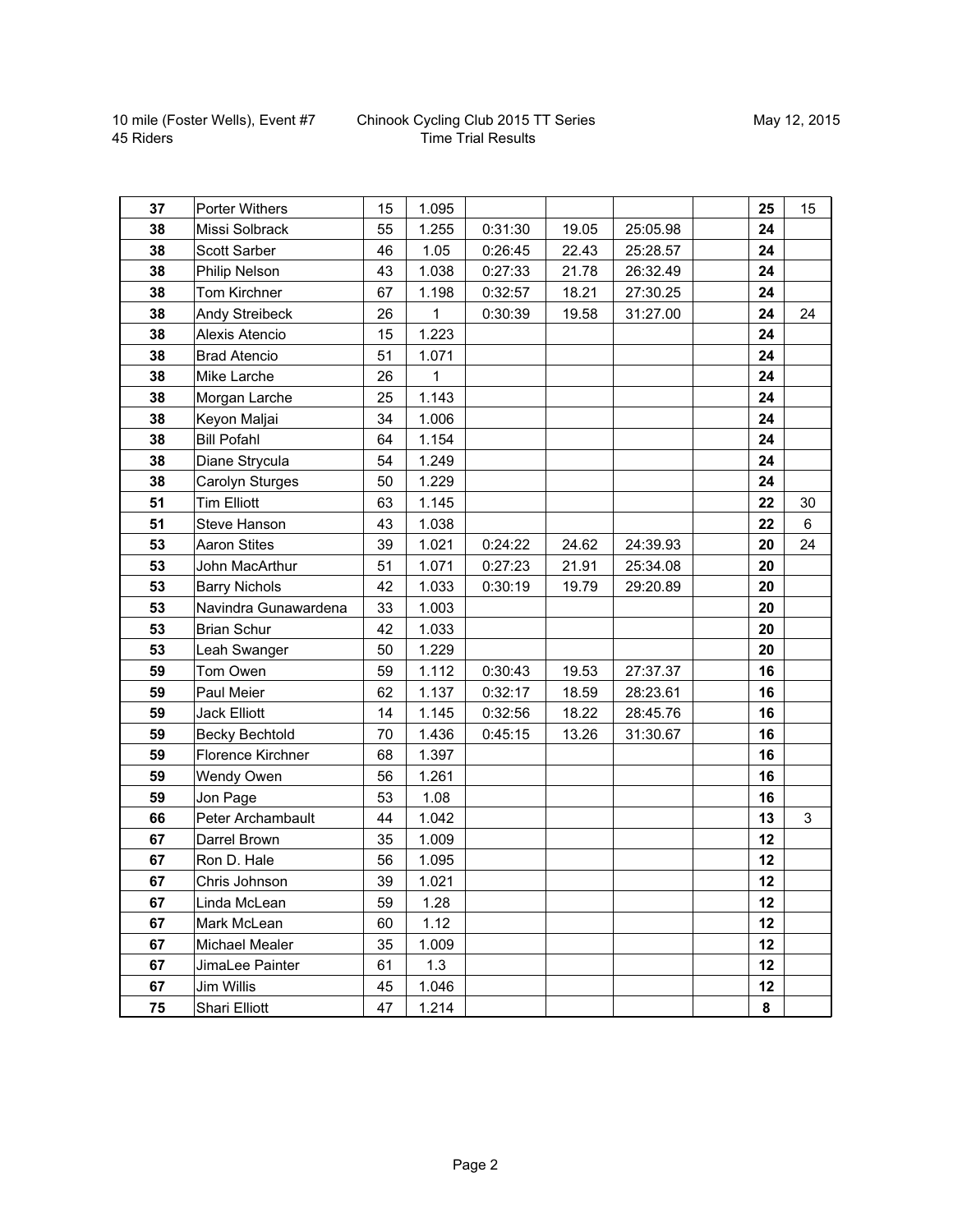10 mile (Foster Wells), Event #7 &nbsp;&nbsp;&nbsp;&nbsp; Chinook Cycling Club 2015 TT Series &nbsp;&nbsp;&nbsp;&nbsp; May 12, 2015
45 Riders &nbsp;&nbsp;&nbsp;&nbsp; Time Trial Results

| | | | | | | | | | |
|---|---|---|---|---|---|---|---|---|---|
| **37** | Porter Withers | 15 | 1.095 | | | | | **25** | 15 |
| **38** | Missi Solbrack | 55 | 1.255 | 0:31:30 | 19.05 | 25:05.98 | | **24** | |
| **38** | Scott Sarber | 46 | 1.05 | 0:26:45 | 22.43 | 25:28.57 | | **24** | |
| **38** | Philip Nelson | 43 | 1.038 | 0:27:33 | 21.78 | 26:32.49 | | **24** | |
| **38** | Tom Kirchner | 67 | 1.198 | 0:32:57 | 18.21 | 27:30.25 | | **24** | |
| **38** | Andy Streibeck | 26 | 1 | 0:30:39 | 19.58 | 31:27.00 | | **24** | 24 |
| **38** | Alexis Atencio | 15 | 1.223 | | | | | **24** | |
| **38** | Brad Atencio | 51 | 1.071 | | | | | **24** | |
| **38** | Mike Larche | 26 | 1 | | | | | **24** | |
| **38** | Morgan Larche | 25 | 1.143 | | | | | **24** | |
| **38** | Keyon Maljai | 34 | 1.006 | | | | | **24** | |
| **38** | Bill Pofahl | 64 | 1.154 | | | | | **24** | |
| **38** | Diane Strycula | 54 | 1.249 | | | | | **24** | |
| **38** | Carolyn Sturges | 50 | 1.229 | | | | | **24** | |
| **51** | Tim Elliott | 63 | 1.145 | | | | | **22** | 30 |
| **51** | Steve Hanson | 43 | 1.038 | | | | | **22** | 6 |
| **53** | Aaron Stites | 39 | 1.021 | 0:24:22 | 24.62 | 24:39.93 | | **20** | 24 |
| **53** | John MacArthur | 51 | 1.071 | 0:27:23 | 21.91 | 25:34.08 | | **20** | |
| **53** | Barry Nichols | 42 | 1.033 | 0:30:19 | 19.79 | 29:20.89 | | **20** | |
| **53** | Navindra Gunawardena | 33 | 1.003 | | | | | **20** | |
| **53** | Brian Schur | 42 | 1.033 | | | | | **20** | |
| **53** | Leah Swanger | 50 | 1.229 | | | | | **20** | |
| **59** | Tom Owen | 59 | 1.112 | 0:30:43 | 19.53 | 27:37.37 | | **16** | |
| **59** | Paul Meier | 62 | 1.137 | 0:32:17 | 18.59 | 28:23.61 | | **16** | |
| **59** | Jack Elliott | 14 | 1.145 | 0:32:56 | 18.22 | 28:45.76 | | **16** | |
| **59** | Becky Bechtold | 70 | 1.436 | 0:45:15 | 13.26 | 31:30.67 | | **16** | |
| **59** | Florence Kirchner | 68 | 1.397 | | | | | **16** | |
| **59** | Wendy Owen | 56 | 1.261 | | | | | **16** | |
| **59** | Jon Page | 53 | 1.08 | | | | | **16** | |
| **66** | Peter Archambault | 44 | 1.042 | | | | | **13** | 3 |
| **67** | Darrel Brown | 35 | 1.009 | | | | | **12** | |
| **67** | Ron D. Hale | 56 | 1.095 | | | | | **12** | |
| **67** | Chris Johnson | 39 | 1.021 | | | | | **12** | |
| **67** | Linda McLean | 59 | 1.28 | | | | | **12** | |
| **67** | Mark McLean | 60 | 1.12 | | | | | **12** | |
| **67** | Michael Mealer | 35 | 1.009 | | | | | **12** | |
| **67** | JimaLee Painter | 61 | 1.3 | | | | | **12** | |
| **67** | Jim Willis | 45 | 1.046 | | | | | **12** | |
| **75** | Shari Elliott | 47 | 1.214 | | | | | **8** | |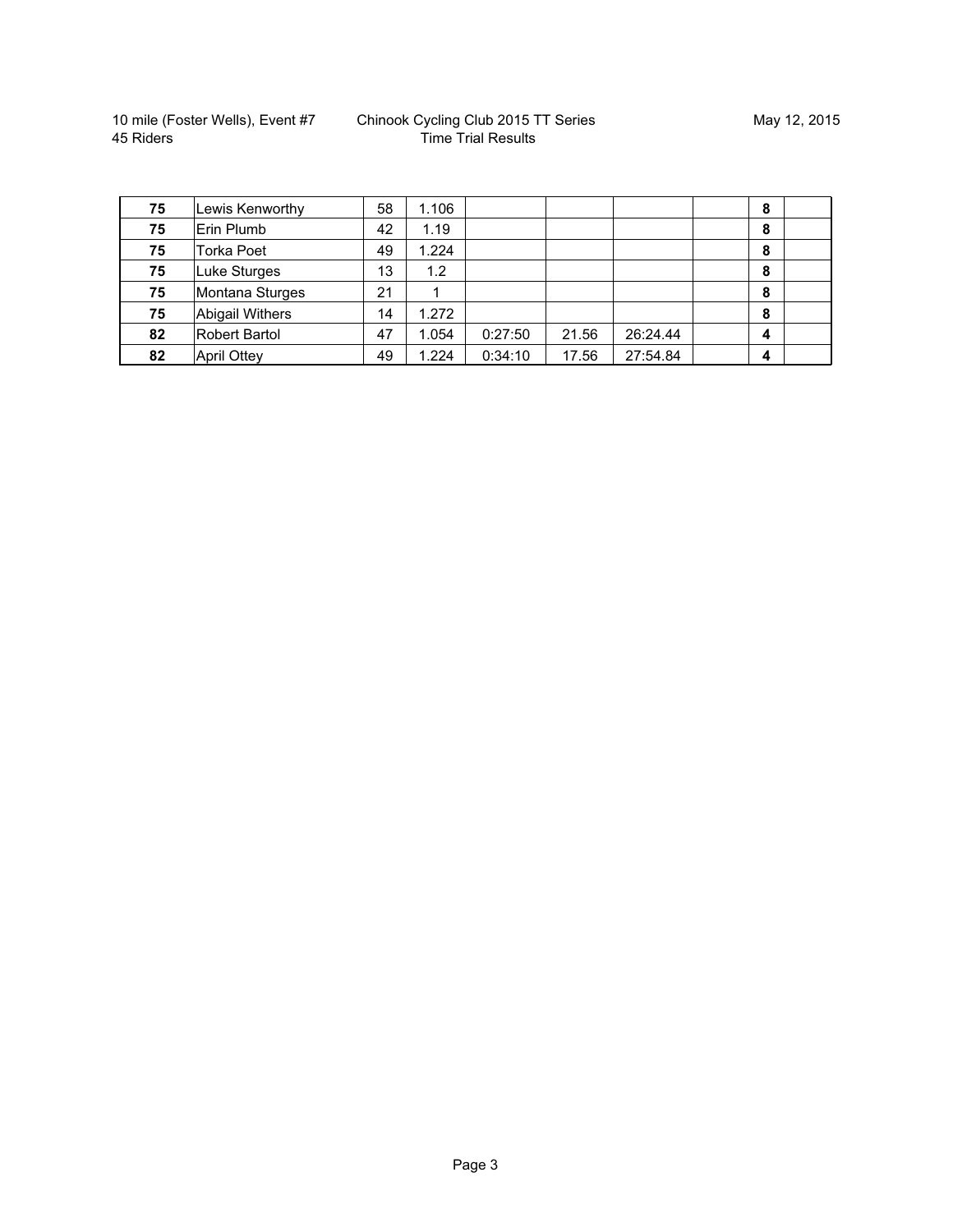10 mile (Foster Wells), Event #7
45 Riders

Chinook Cycling Club 2015 TT Series
Time Trial Results

May 12, 2015

| | | | | | | | | | |
|---|---|---|---|---|---|---|---|---|---|
| **75** | Lewis Kenworthy | 58 | 1.106 | | | | | **8** | |
| **75** | Erin Plumb | 42 | 1.19 | | | | | **8** | |
| **75** | Torka Poet | 49 | 1.224 | | | | | **8** | |
| **75** | Luke Sturges | 13 | 1.2 | | | | | **8** | |
| **75** | Montana Sturges | 21 | 1 | | | | | **8** | |
| **75** | Abigail Withers | 14 | 1.272 | | | | | **8** | |
| **82** | Robert Bartol | 47 | 1.054 | 0:27:50 | 21.56 | 26:24.44 | | **4** | |
| **82** | April Ottey | 49 | 1.224 | 0:34:10 | 17.56 | 27:54.84 | | **4** | |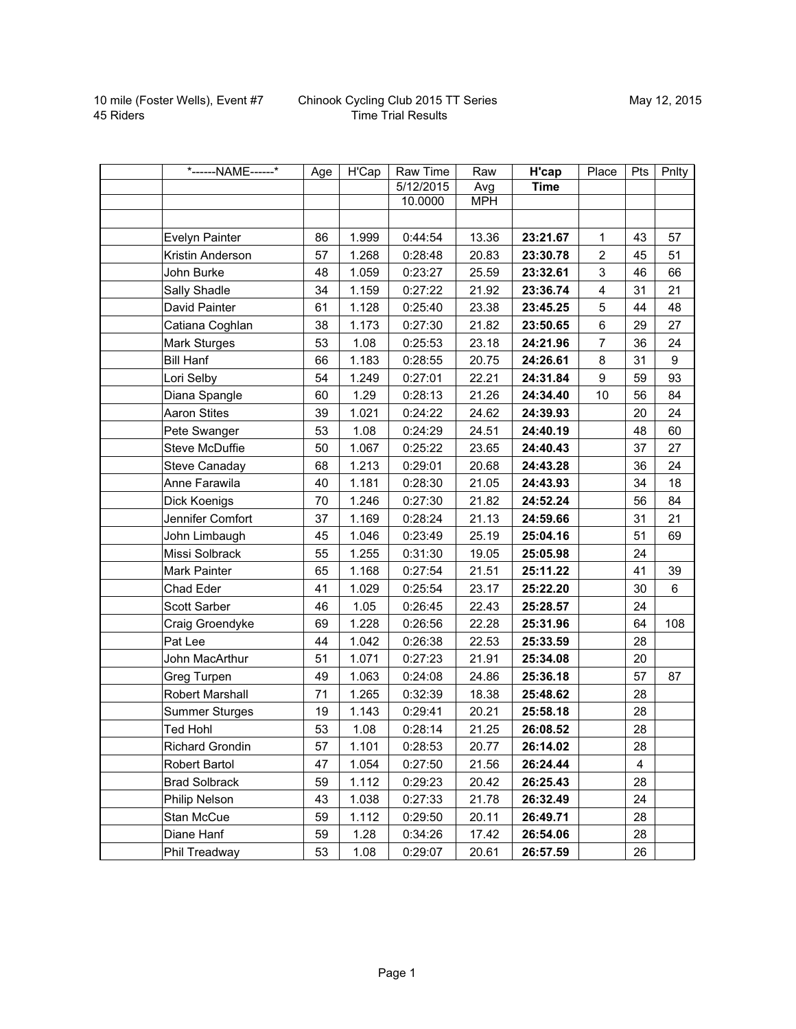10 mile (Foster Wells), Event #7
45 Riders

Chinook Cycling Club 2015 TT Series
Time Trial Results

May 12, 2015

| | *------NAME------* | Age | H'Cap | Raw Time | Raw | **H'cap** | Place | Pts | Pnlty |
|---|---|---|---|---|---|---|---|---|---|
| | | | | 5/12/2015 | Avg | **Time** | | | |
| | | | | 10.0000 | MPH | | | | |
| | | | | | | | | | |
| | Evelyn Painter | 86 | 1.999 | 0:44:54 | 13.36 | **23:21.67** | 1 | 43 | 57 |
| | Kristin Anderson | 57 | 1.268 | 0:28:48 | 20.83 | **23:30.78** | 2 | 45 | 51 |
| | John Burke | 48 | 1.059 | 0:23:27 | 25.59 | **23:32.61** | 3 | 46 | 66 |
| | Sally Shadle | 34 | 1.159 | 0:27:22 | 21.92 | **23:36.74** | 4 | 31 | 21 |
| | David Painter | 61 | 1.128 | 0:25:40 | 23.38 | **23:45.25** | 5 | 44 | 48 |
| | Catiana Coghlan | 38 | 1.173 | 0:27:30 | 21.82 | **23:50.65** | 6 | 29 | 27 |
| | Mark Sturges | 53 | 1.08 | 0:25:53 | 23.18 | **24:21.96** | 7 | 36 | 24 |
| | Bill Hanf | 66 | 1.183 | 0:28:55 | 20.75 | **24:26.61** | 8 | 31 | 9 |
| | Lori Selby | 54 | 1.249 | 0:27:01 | 22.21 | **24:31.84** | 9 | 59 | 93 |
| | Diana Spangle | 60 | 1.29 | 0:28:13 | 21.26 | **24:34.40** | 10 | 56 | 84 |
| | Aaron Stites | 39 | 1.021 | 0:24:22 | 24.62 | **24:39.93** | | 20 | 24 |
| | Pete Swanger | 53 | 1.08 | 0:24:29 | 24.51 | **24:40.19** | | 48 | 60 |
| | Steve McDuffie | 50 | 1.067 | 0:25:22 | 23.65 | **24:40.43** | | 37 | 27 |
| | Steve Canaday | 68 | 1.213 | 0:29:01 | 20.68 | **24:43.28** | | 36 | 24 |
| | Anne Farawila | 40 | 1.181 | 0:28:30 | 21.05 | **24:43.93** | | 34 | 18 |
| | Dick Koenigs | 70 | 1.246 | 0:27:30 | 21.82 | **24:52.24** | | 56 | 84 |
| | Jennifer Comfort | 37 | 1.169 | 0:28:24 | 21.13 | **24:59.66** | | 31 | 21 |
| | John Limbaugh | 45 | 1.046 | 0:23:49 | 25.19 | **25:04.16** | | 51 | 69 |
| | Missi Solbrack | 55 | 1.255 | 0:31:30 | 19.05 | **25:05.98** | | 24 | |
| | Mark Painter | 65 | 1.168 | 0:27:54 | 21.51 | **25:11.22** | | 41 | 39 |
| | Chad Eder | 41 | 1.029 | 0:25:54 | 23.17 | **25:22.20** | | 30 | 6 |
| | Scott Sarber | 46 | 1.05 | 0:26:45 | 22.43 | **25:28.57** | | 24 | |
| | Craig Groendyke | 69 | 1.228 | 0:26:56 | 22.28 | **25:31.96** | | 64 | 108 |
| | Pat Lee | 44 | 1.042 | 0:26:38 | 22.53 | **25:33.59** | | 28 | |
| | John MacArthur | 51 | 1.071 | 0:27:23 | 21.91 | **25:34.08** | | 20 | |
| | Greg Turpen | 49 | 1.063 | 0:24:08 | 24.86 | **25:36.18** | | 57 | 87 |
| | Robert Marshall | 71 | 1.265 | 0:32:39 | 18.38 | **25:48.62** | | 28 | |
| | Summer Sturges | 19 | 1.143 | 0:29:41 | 20.21 | **25:58.18** | | 28 | |
| | Ted Hohl | 53 | 1.08 | 0:28:14 | 21.25 | **26:08.52** | | 28 | |
| | Richard Grondin | 57 | 1.101 | 0:28:53 | 20.77 | **26:14.02** | | 28 | |
| | Robert Bartol | 47 | 1.054 | 0:27:50 | 21.56 | **26:24.44** | | 4 | |
| | Brad Solbrack | 59 | 1.112 | 0:29:23 | 20.42 | **26:25.43** | | 28 | |
| | Philip Nelson | 43 | 1.038 | 0:27:33 | 21.78 | **26:32.49** | | 24 | |
| | Stan McCue | 59 | 1.112 | 0:29:50 | 20.11 | **26:49.71** | | 28 | |
| | Diane Hanf | 59 | 1.28 | 0:34:26 | 17.42 | **26:54.06** | | 28 | |
| | Phil Treadway | 53 | 1.08 | 0:29:07 | 20.61 | **26:57.59** | | 26 | |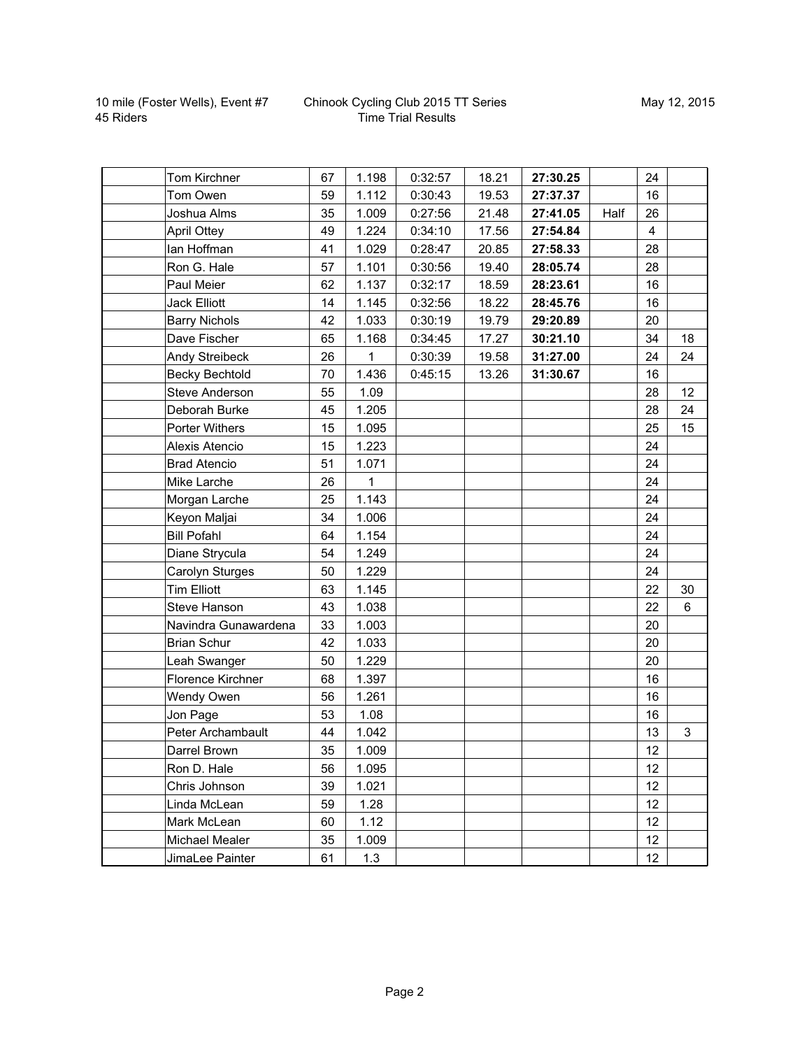10 mile (Foster Wells), Event #7
45 Riders

Chinook Cycling Club 2015 TT Series
Time Trial Results

May 12, 2015

| | | | | | | | | | |
|---|---|---|---|---|---|---|---|---|---|
| | Tom Kirchner | 67 | 1.198 | 0:32:57 | 18.21 | **27:30.25** | | 24 | |
| | Tom Owen | 59 | 1.112 | 0:30:43 | 19.53 | **27:37.37** | | 16 | |
| | Joshua Alms | 35 | 1.009 | 0:27:56 | 21.48 | **27:41.05** | Half | 26 | |
| | April Ottey | 49 | 1.224 | 0:34:10 | 17.56 | **27:54.84** | | 4 | |
| | Ian Hoffman | 41 | 1.029 | 0:28:47 | 20.85 | **27:58.33** | | 28 | |
| | Ron G. Hale | 57 | 1.101 | 0:30:56 | 19.40 | **28:05.74** | | 28 | |
| | Paul Meier | 62 | 1.137 | 0:32:17 | 18.59 | **28:23.61** | | 16 | |
| | Jack Elliott | 14 | 1.145 | 0:32:56 | 18.22 | **28:45.76** | | 16 | |
| | Barry Nichols | 42 | 1.033 | 0:30:19 | 19.79 | **29:20.89** | | 20 | |
| | Dave Fischer | 65 | 1.168 | 0:34:45 | 17.27 | **30:21.10** | | 34 | 18 |
| | Andy Streibeck | 26 | 1 | 0:30:39 | 19.58 | **31:27.00** | | 24 | 24 |
| | Becky Bechtold | 70 | 1.436 | 0:45:15 | 13.26 | **31:30.67** | | 16 | |
| | Steve Anderson | 55 | 1.09 | | | | | 28 | 12 |
| | Deborah Burke | 45 | 1.205 | | | | | 28 | 24 |
| | Porter Withers | 15 | 1.095 | | | | | 25 | 15 |
| | Alexis Atencio | 15 | 1.223 | | | | | 24 | |
| | Brad Atencio | 51 | 1.071 | | | | | 24 | |
| | Mike Larche | 26 | 1 | | | | | 24 | |
| | Morgan Larche | 25 | 1.143 | | | | | 24 | |
| | Keyon Maljai | 34 | 1.006 | | | | | 24 | |
| | Bill Pofahl | 64 | 1.154 | | | | | 24 | |
| | Diane Strycula | 54 | 1.249 | | | | | 24 | |
| | Carolyn Sturges | 50 | 1.229 | | | | | 24 | |
| | Tim Elliott | 63 | 1.145 | | | | | 22 | 30 |
| | Steve Hanson | 43 | 1.038 | | | | | 22 | 6 |
| | Navindra Gunawardena | 33 | 1.003 | | | | | 20 | |
| | Brian Schur | 42 | 1.033 | | | | | 20 | |
| | Leah Swanger | 50 | 1.229 | | | | | 20 | |
| | Florence Kirchner | 68 | 1.397 | | | | | 16 | |
| | Wendy Owen | 56 | 1.261 | | | | | 16 | |
| | Jon Page | 53 | 1.08 | | | | | 16 | |
| | Peter Archambault | 44 | 1.042 | | | | | 13 | 3 |
| | Darrel Brown | 35 | 1.009 | | | | | 12 | |
| | Ron D. Hale | 56 | 1.095 | | | | | 12 | |
| | Chris Johnson | 39 | 1.021 | | | | | 12 | |
| | Linda McLean | 59 | 1.28 | | | | | 12 | |
| | Mark McLean | 60 | 1.12 | | | | | 12 | |
| | Michael Mealer | 35 | 1.009 | | | | | 12 | |
| | JimaLee Painter | 61 | 1.3 | | | | | 12 | |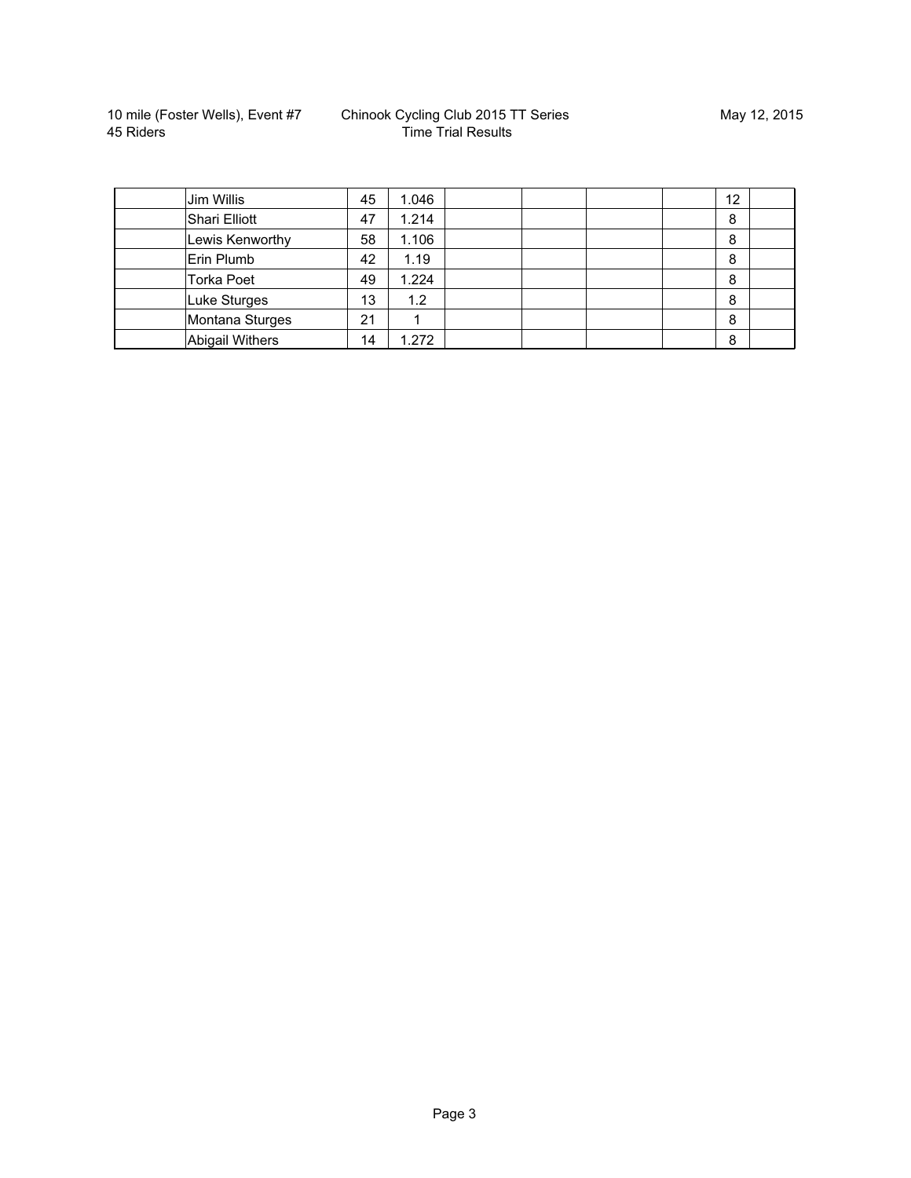10 mile (Foster Wells), Event #7
45 Riders

Chinook Cycling Club 2015 TT Series
Time Trial Results

May 12, 2015

| | | | | | | | | | |
|---|---|---|---|---|---|---|---|---|---|
| | Jim Willis | 45 | 1.046 | | | | | 12 | |
| | Shari Elliott | 47 | 1.214 | | | | | 8 | |
| | Lewis Kenworthy | 58 | 1.106 | | | | | 8 | |
| | Erin Plumb | 42 | 1.19 | | | | | 8 | |
| | Torka Poet | 49 | 1.224 | | | | | 8 | |
| | Luke Sturges | 13 | 1.2 | | | | | 8 | |
| | Montana Sturges | 21 | 1 | | | | | 8 | |
| | Abigail Withers | 14 | 1.272 | | | | | 8 | |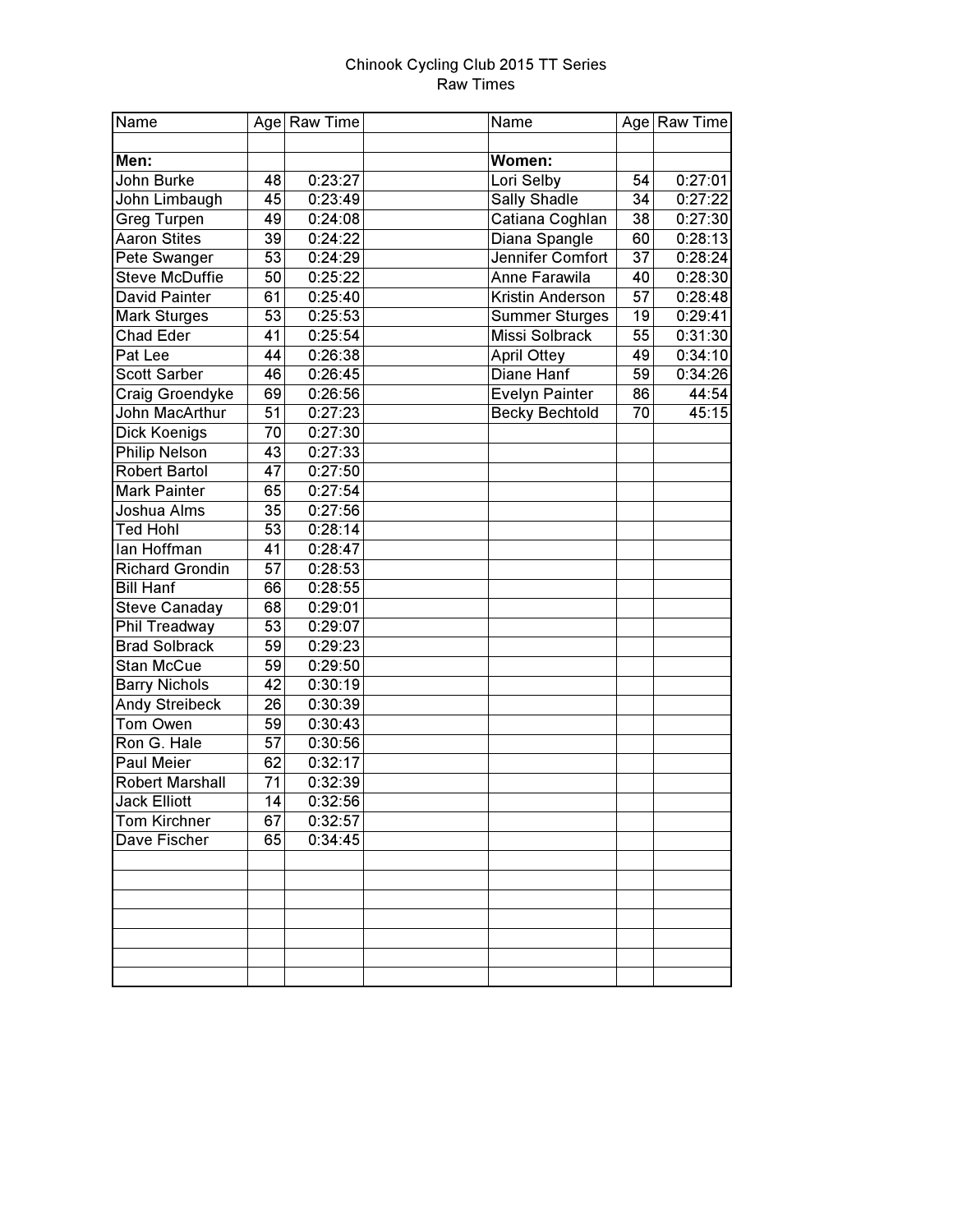Chinook Cycling Club 2015 TT Series
Raw Times

| Name | Age | Raw Time | | Name | Age | Raw Time |
|---|---|---|---|---|---|---|
| | | | | | | |
| **Men:** | | | | **Women:** | | |
| John Burke | 48 | 0:23:27 | | Lori Selby | 54 | 0:27:01 |
| John Limbaugh | 45 | 0:23:49 | | Sally Shadle | 34 | 0:27:22 |
| Greg Turpen | 49 | 0:24:08 | | Catiana Coghlan | 38 | 0:27:30 |
| Aaron Stites | 39 | 0:24:22 | | Diana Spangle | 60 | 0:28:13 |
| Pete Swanger | 53 | 0:24:29 | | Jennifer Comfort | 37 | 0:28:24 |
| Steve McDuffie | 50 | 0:25:22 | | Anne Farawila | 40 | 0:28:30 |
| David Painter | 61 | 0:25:40 | | Kristin Anderson | 57 | 0:28:48 |
| Mark Sturges | 53 | 0:25:53 | | Summer Sturges | 19 | 0:29:41 |
| Chad Eder | 41 | 0:25:54 | | Missi Solbrack | 55 | 0:31:30 |
| Pat Lee | 44 | 0:26:38 | | April Ottey | 49 | 0:34:10 |
| Scott Sarber | 46 | 0:26:45 | | Diane Hanf | 59 | 0:34:26 |
| Craig Groendyke | 69 | 0:26:56 | | Evelyn Painter | 86 | 44:54 |
| John MacArthur | 51 | 0:27:23 | | Becky Bechtold | 70 | 45:15 |
| Dick Koenigs | 70 | 0:27:30 | | | | |
| Philip Nelson | 43 | 0:27:33 | | | | |
| Robert Bartol | 47 | 0:27:50 | | | | |
| Mark Painter | 65 | 0:27:54 | | | | |
| Joshua Alms | 35 | 0:27:56 | | | | |
| Ted Hohl | 53 | 0:28:14 | | | | |
| Ian Hoffman | 41 | 0:28:47 | | | | |
| Richard Grondin | 57 | 0:28:53 | | | | |
| Bill Hanf | 66 | 0:28:55 | | | | |
| Steve Canaday | 68 | 0:29:01 | | | | |
| Phil Treadway | 53 | 0:29:07 | | | | |
| Brad Solbrack | 59 | 0:29:23 | | | | |
| Stan McCue | 59 | 0:29:50 | | | | |
| Barry Nichols | 42 | 0:30:19 | | | | |
| Andy Streibeck | 26 | 0:30:39 | | | | |
| Tom Owen | 59 | 0:30:43 | | | | |
| Ron G. Hale | 57 | 0:30:56 | | | | |
| Paul Meier | 62 | 0:32:17 | | | | |
| Robert Marshall | 71 | 0:32:39 | | | | |
| Jack Elliott | 14 | 0:32:56 | | | | |
| Tom Kirchner | 67 | 0:32:57 | | | | |
| Dave Fischer | 65 | 0:34:45 | | | | |